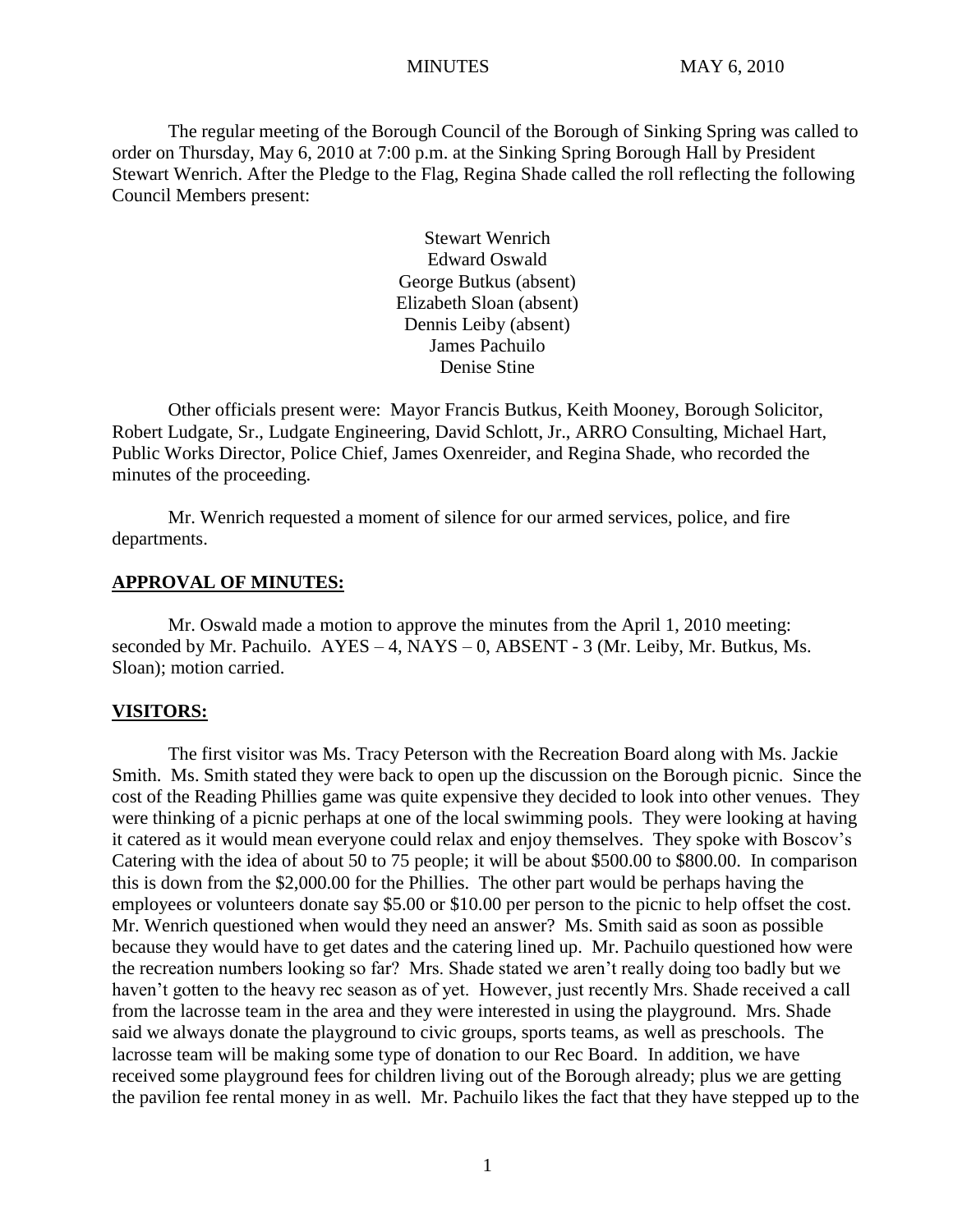MINUTES MAY 6, 2010

The regular meeting of the Borough Council of the Borough of Sinking Spring was called to order on Thursday, May 6, 2010 at 7:00 p.m. at the Sinking Spring Borough Hall by President Stewart Wenrich. After the Pledge to the Flag, Regina Shade called the roll reflecting the following Council Members present:

Stewart Wenrich
Edward Oswald
George Butkus (absent)
Elizabeth Sloan (absent)
Dennis Leiby (absent)
James Pachuilo
Denise Stine

Other officials present were: Mayor Francis Butkus, Keith Mooney, Borough Solicitor, Robert Ludgate, Sr., Ludgate Engineering, David Schlott, Jr., ARRO Consulting, Michael Hart, Public Works Director, Police Chief, James Oxenreider, and Regina Shade, who recorded the minutes of the proceeding.

Mr. Wenrich requested a moment of silence for our armed services, police, and fire departments.

## APPROVAL OF MINUTES:

Mr. Oswald made a motion to approve the minutes from the April 1, 2010 meeting: seconded by Mr. Pachuilo. AYES – 4, NAYS – 0, ABSENT - 3 (Mr. Leiby, Mr. Butkus, Ms. Sloan); motion carried.

## VISITORS:

The first visitor was Ms. Tracy Peterson with the Recreation Board along with Ms. Jackie Smith. Ms. Smith stated they were back to open up the discussion on the Borough picnic. Since the cost of the Reading Phillies game was quite expensive they decided to look into other venues. They were thinking of a picnic perhaps at one of the local swimming pools. They were looking at having it catered as it would mean everyone could relax and enjoy themselves. They spoke with Boscov's Catering with the idea of about 50 to 75 people; it will be about $500.00 to $800.00. In comparison this is down from the $2,000.00 for the Phillies. The other part would be perhaps having the employees or volunteers donate say $5.00 or $10.00 per person to the picnic to help offset the cost. Mr. Wenrich questioned when would they need an answer? Ms. Smith said as soon as possible because they would have to get dates and the catering lined up. Mr. Pachuilo questioned how were the recreation numbers looking so far? Mrs. Shade stated we aren't really doing too badly but we haven't gotten to the heavy rec season as of yet. However, just recently Mrs. Shade received a call from the lacrosse team in the area and they were interested in using the playground. Mrs. Shade said we always donate the playground to civic groups, sports teams, as well as preschools. The lacrosse team will be making some type of donation to our Rec Board. In addition, we have received some playground fees for children living out of the Borough already; plus we are getting the pavilion fee rental money in as well. Mr. Pachuilo likes the fact that they have stepped up to the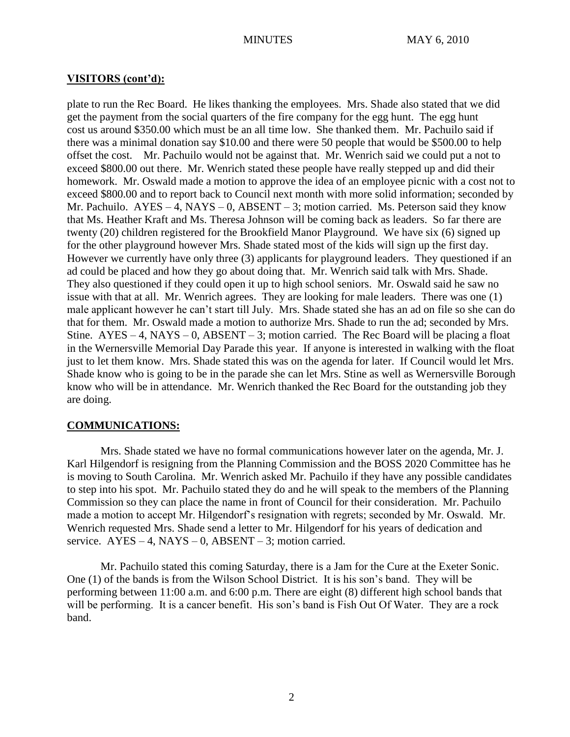## VISITORS (cont'd):

plate to run the Rec Board. He likes thanking the employees. Mrs. Shade also stated that we did get the payment from the social quarters of the fire company for the egg hunt. The egg hunt cost us around $350.00 which must be an all time low. She thanked them. Mr. Pachuilo said if there was a minimal donation say $10.00 and there were 50 people that would be $500.00 to help offset the cost. Mr. Pachuilo would not be against that. Mr. Wenrich said we could put a not to exceed $800.00 out there. Mr. Wenrich stated these people have really stepped up and did their homework. Mr. Oswald made a motion to approve the idea of an employee picnic with a cost not to exceed $800.00 and to report back to Council next month with more solid information; seconded by Mr. Pachuilo. AYES – 4, NAYS – 0, ABSENT – 3; motion carried. Ms. Peterson said they know that Ms. Heather Kraft and Ms. Theresa Johnson will be coming back as leaders. So far there are twenty (20) children registered for the Brookfield Manor Playground. We have six (6) signed up for the other playground however Mrs. Shade stated most of the kids will sign up the first day. However we currently have only three (3) applicants for playground leaders. They questioned if an ad could be placed and how they go about doing that. Mr. Wenrich said talk with Mrs. Shade. They also questioned if they could open it up to high school seniors. Mr. Oswald said he saw no issue with that at all. Mr. Wenrich agrees. They are looking for male leaders. There was one (1) male applicant however he can't start till July. Mrs. Shade stated she has an ad on file so she can do that for them. Mr. Oswald made a motion to authorize Mrs. Shade to run the ad; seconded by Mrs. Stine. AYES – 4, NAYS – 0, ABSENT – 3; motion carried. The Rec Board will be placing a float in the Wernersville Memorial Day Parade this year. If anyone is interested in walking with the float just to let them know. Mrs. Shade stated this was on the agenda for later. If Council would let Mrs. Shade know who is going to be in the parade she can let Mrs. Stine as well as Wernersville Borough know who will be in attendance. Mr. Wenrich thanked the Rec Board for the outstanding job they are doing.

## COMMUNICATIONS:

Mrs. Shade stated we have no formal communications however later on the agenda, Mr. J. Karl Hilgendorf is resigning from the Planning Commission and the BOSS 2020 Committee has he is moving to South Carolina. Mr. Wenrich asked Mr. Pachuilo if they have any possible candidates to step into his spot. Mr. Pachuilo stated they do and he will speak to the members of the Planning Commission so they can place the name in front of Council for their consideration. Mr. Pachuilo made a motion to accept Mr. Hilgendorf's resignation with regrets; seconded by Mr. Oswald. Mr. Wenrich requested Mrs. Shade send a letter to Mr. Hilgendorf for his years of dedication and service. AYES – 4, NAYS – 0, ABSENT – 3; motion carried.

Mr. Pachuilo stated this coming Saturday, there is a Jam for the Cure at the Exeter Sonic. One (1) of the bands is from the Wilson School District. It is his son's band. They will be performing between 11:00 a.m. and 6:00 p.m. There are eight (8) different high school bands that will be performing. It is a cancer benefit. His son's band is Fish Out Of Water. They are a rock band.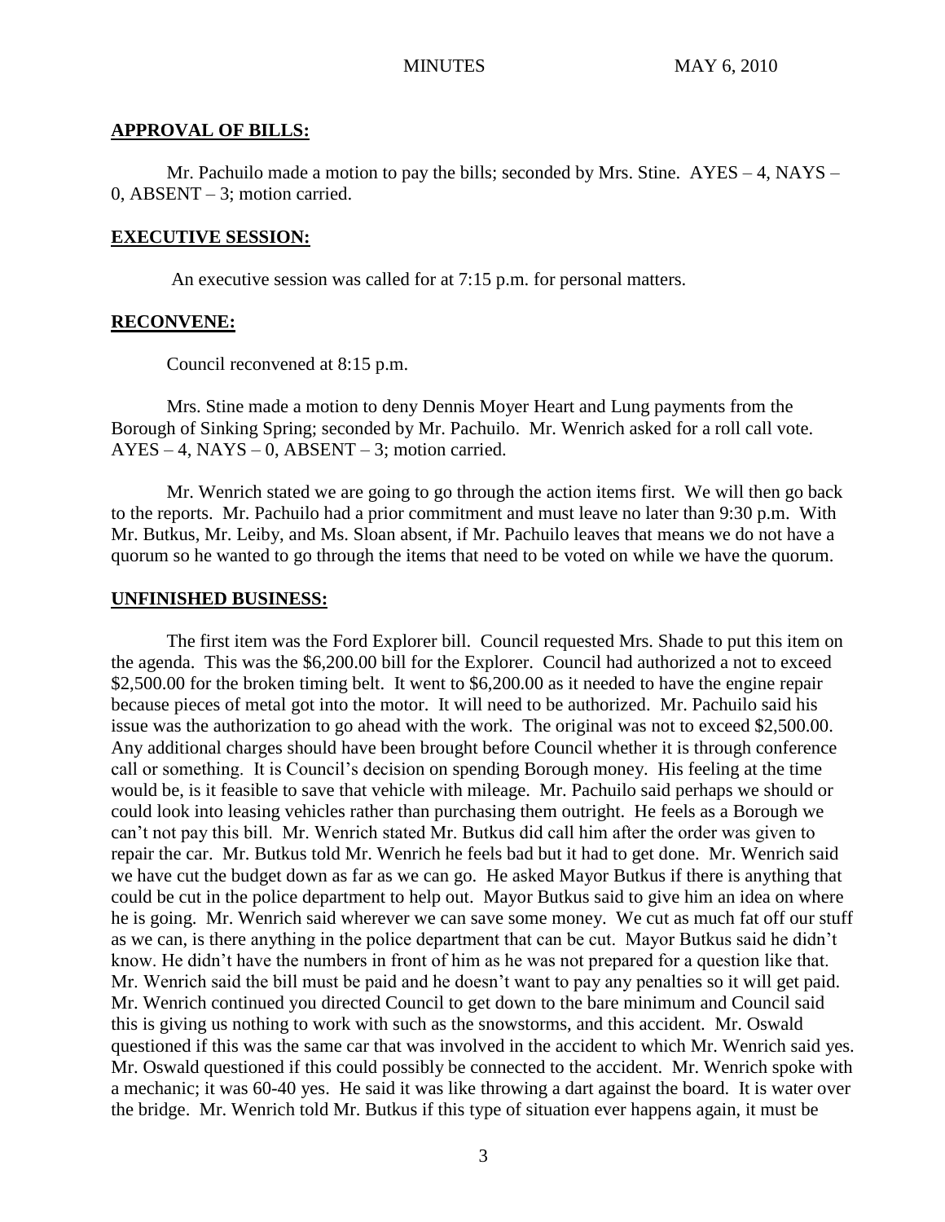**APPROVAL OF BILLS:**

Mr. Pachuilo made a motion to pay the bills; seconded by Mrs. Stine. AYES – 4, NAYS – 0, ABSENT – 3; motion carried.

**EXECUTIVE SESSION:**

An executive session was called for at 7:15 p.m. for personal matters.

**RECONVENE:**

Council reconvened at 8:15 p.m.

Mrs. Stine made a motion to deny Dennis Moyer Heart and Lung payments from the Borough of Sinking Spring; seconded by Mr. Pachuilo. Mr. Wenrich asked for a roll call vote. AYES – 4, NAYS – 0, ABSENT – 3; motion carried.

Mr. Wenrich stated we are going to go through the action items first. We will then go back to the reports. Mr. Pachuilo had a prior commitment and must leave no later than 9:30 p.m. With Mr. Butkus, Mr. Leiby, and Ms. Sloan absent, if Mr. Pachuilo leaves that means we do not have a quorum so he wanted to go through the items that need to be voted on while we have the quorum.

**UNFINISHED BUSINESS:**

The first item was the Ford Explorer bill. Council requested Mrs. Shade to put this item on the agenda. This was the $6,200.00 bill for the Explorer. Council had authorized a not to exceed $2,500.00 for the broken timing belt. It went to $6,200.00 as it needed to have the engine repair because pieces of metal got into the motor. It will need to be authorized. Mr. Pachuilo said his issue was the authorization to go ahead with the work. The original was not to exceed $2,500.00. Any additional charges should have been brought before Council whether it is through conference call or something. It is Council's decision on spending Borough money. His feeling at the time would be, is it feasible to save that vehicle with mileage. Mr. Pachuilo said perhaps we should or could look into leasing vehicles rather than purchasing them outright. He feels as a Borough we can't not pay this bill. Mr. Wenrich stated Mr. Butkus did call him after the order was given to repair the car. Mr. Butkus told Mr. Wenrich he feels bad but it had to get done. Mr. Wenrich said we have cut the budget down as far as we can go. He asked Mayor Butkus if there is anything that could be cut in the police department to help out. Mayor Butkus said to give him an idea on where he is going. Mr. Wenrich said wherever we can save some money. We cut as much fat off our stuff as we can, is there anything in the police department that can be cut. Mayor Butkus said he didn't know. He didn't have the numbers in front of him as he was not prepared for a question like that. Mr. Wenrich said the bill must be paid and he doesn't want to pay any penalties so it will get paid. Mr. Wenrich continued you directed Council to get down to the bare minimum and Council said this is giving us nothing to work with such as the snowstorms, and this accident. Mr. Oswald questioned if this was the same car that was involved in the accident to which Mr. Wenrich said yes. Mr. Oswald questioned if this could possibly be connected to the accident. Mr. Wenrich spoke with a mechanic; it was 60-40 yes. He said it was like throwing a dart against the board. It is water over the bridge. Mr. Wenrich told Mr. Butkus if this type of situation ever happens again, it must be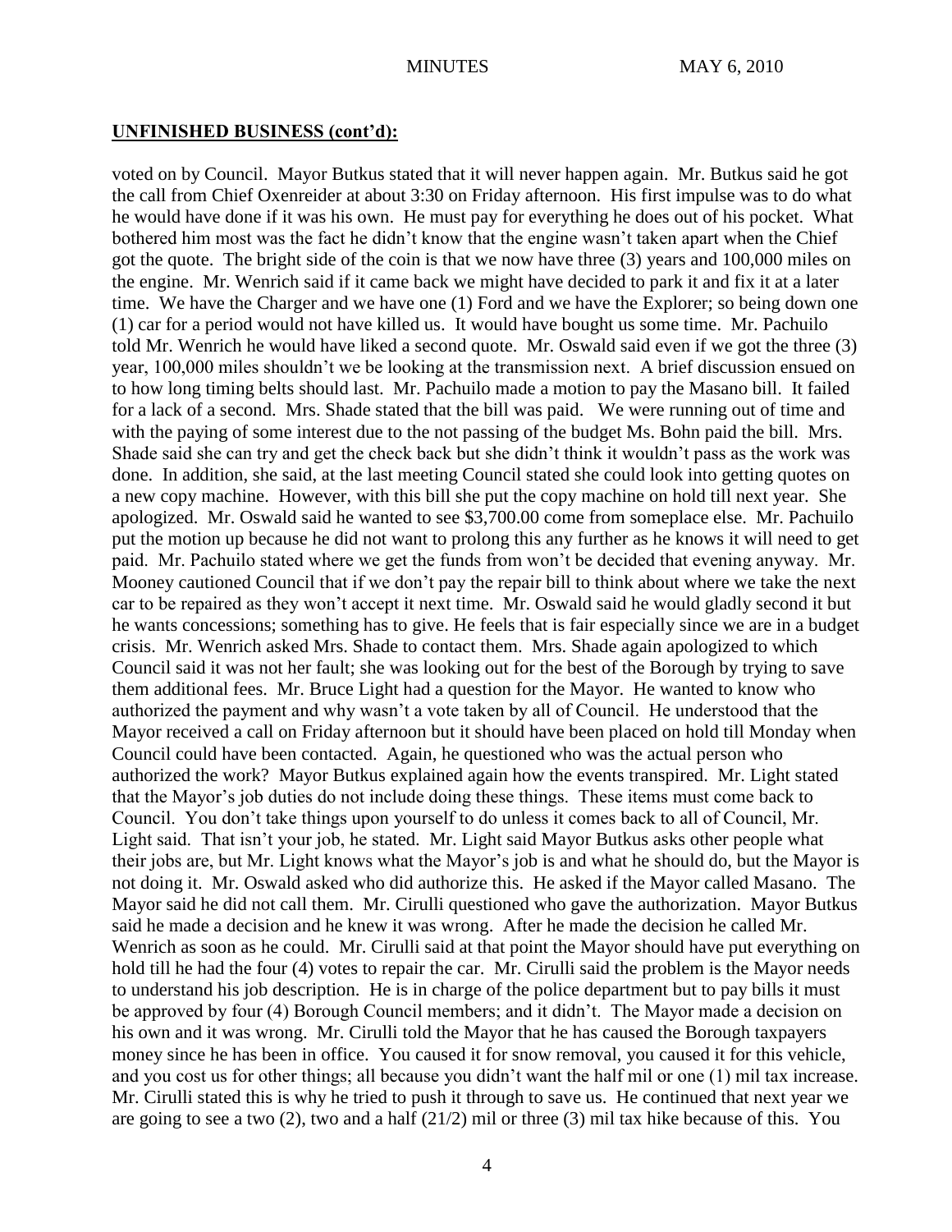**UNFINISHED BUSINESS (cont'd):**

voted on by Council. Mayor Butkus stated that it will never happen again. Mr. Butkus said he got the call from Chief Oxenreider at about 3:30 on Friday afternoon. His first impulse was to do what he would have done if it was his own. He must pay for everything he does out of his pocket. What bothered him most was the fact he didn't know that the engine wasn't taken apart when the Chief got the quote. The bright side of the coin is that we now have three (3) years and 100,000 miles on the engine. Mr. Wenrich said if it came back we might have decided to park it and fix it at a later time. We have the Charger and we have one (1) Ford and we have the Explorer; so being down one (1) car for a period would not have killed us. It would have bought us some time. Mr. Pachuilo told Mr. Wenrich he would have liked a second quote. Mr. Oswald said even if we got the three (3) year, 100,000 miles shouldn't we be looking at the transmission next. A brief discussion ensued on to how long timing belts should last. Mr. Pachuilo made a motion to pay the Masano bill. It failed for a lack of a second. Mrs. Shade stated that the bill was paid. We were running out of time and with the paying of some interest due to the not passing of the budget Ms. Bohn paid the bill. Mrs. Shade said she can try and get the check back but she didn't think it wouldn't pass as the work was done. In addition, she said, at the last meeting Council stated she could look into getting quotes on a new copy machine. However, with this bill she put the copy machine on hold till next year. She apologized. Mr. Oswald said he wanted to see \$3,700.00 come from someplace else. Mr. Pachuilo put the motion up because he did not want to prolong this any further as he knows it will need to get paid. Mr. Pachuilo stated where we get the funds from won't be decided that evening anyway. Mr. Mooney cautioned Council that if we don't pay the repair bill to think about where we take the next car to be repaired as they won't accept it next time. Mr. Oswald said he would gladly second it but he wants concessions; something has to give. He feels that is fair especially since we are in a budget crisis. Mr. Wenrich asked Mrs. Shade to contact them. Mrs. Shade again apologized to which Council said it was not her fault; she was looking out for the best of the Borough by trying to save them additional fees. Mr. Bruce Light had a question for the Mayor. He wanted to know who authorized the payment and why wasn't a vote taken by all of Council. He understood that the Mayor received a call on Friday afternoon but it should have been placed on hold till Monday when Council could have been contacted. Again, he questioned who was the actual person who authorized the work? Mayor Butkus explained again how the events transpired. Mr. Light stated that the Mayor's job duties do not include doing these things. These items must come back to Council. You don't take things upon yourself to do unless it comes back to all of Council, Mr. Light said. That isn't your job, he stated. Mr. Light said Mayor Butkus asks other people what their jobs are, but Mr. Light knows what the Mayor's job is and what he should do, but the Mayor is not doing it. Mr. Oswald asked who did authorize this. He asked if the Mayor called Masano. The Mayor said he did not call them. Mr. Cirulli questioned who gave the authorization. Mayor Butkus said he made a decision and he knew it was wrong. After he made the decision he called Mr. Wenrich as soon as he could. Mr. Cirulli said at that point the Mayor should have put everything on hold till he had the four (4) votes to repair the car. Mr. Cirulli said the problem is the Mayor needs to understand his job description. He is in charge of the police department but to pay bills it must be approved by four (4) Borough Council members; and it didn't. The Mayor made a decision on his own and it was wrong. Mr. Cirulli told the Mayor that he has caused the Borough taxpayers money since he has been in office. You caused it for snow removal, you caused it for this vehicle, and you cost us for other things; all because you didn't want the half mil or one (1) mil tax increase. Mr. Cirulli stated this is why he tried to push it through to save us. He continued that next year we are going to see a two (2), two and a half (21/2) mil or three (3) mil tax hike because of this. You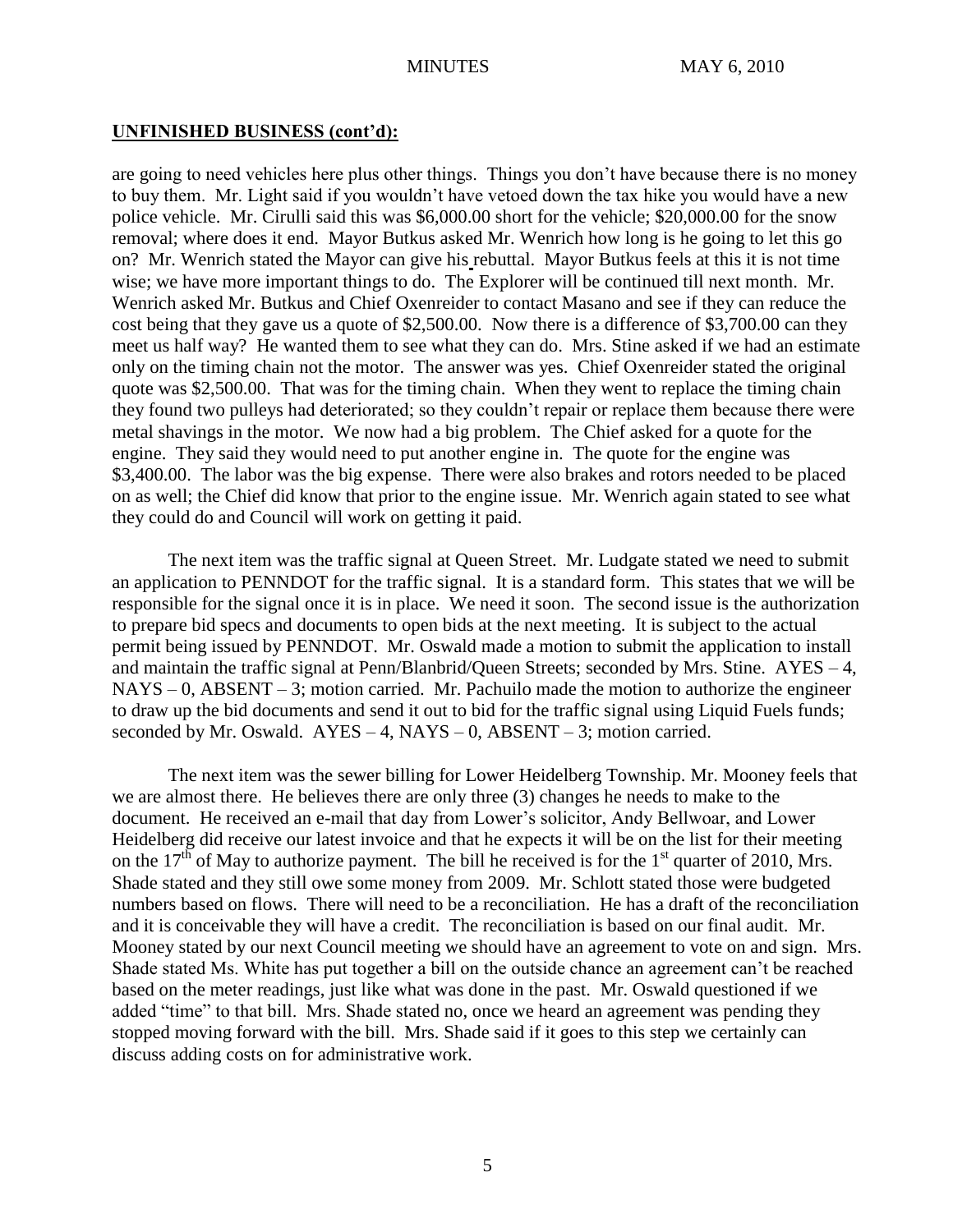**UNFINISHED BUSINESS (cont'd):**

are going to need vehicles here plus other things. Things you don't have because there is no money to buy them. Mr. Light said if you wouldn't have vetoed down the tax hike you would have a new police vehicle. Mr. Cirulli said this was $6,000.00 short for the vehicle; $20,000.00 for the snow removal; where does it end. Mayor Butkus asked Mr. Wenrich how long is he going to let this go on? Mr. Wenrich stated the Mayor can give his rebuttal. Mayor Butkus feels at this it is not time wise; we have more important things to do. The Explorer will be continued till next month. Mr. Wenrich asked Mr. Butkus and Chief Oxenreider to contact Masano and see if they can reduce the cost being that they gave us a quote of $2,500.00. Now there is a difference of $3,700.00 can they meet us half way? He wanted them to see what they can do. Mrs. Stine asked if we had an estimate only on the timing chain not the motor. The answer was yes. Chief Oxenreider stated the original quote was $2,500.00. That was for the timing chain. When they went to replace the timing chain they found two pulleys had deteriorated; so they couldn't repair or replace them because there were metal shavings in the motor. We now had a big problem. The Chief asked for a quote for the engine. They said they would need to put another engine in. The quote for the engine was $3,400.00. The labor was the big expense. There were also brakes and rotors needed to be placed on as well; the Chief did know that prior to the engine issue. Mr. Wenrich again stated to see what they could do and Council will work on getting it paid.

The next item was the traffic signal at Queen Street. Mr. Ludgate stated we need to submit an application to PENNDOT for the traffic signal. It is a standard form. This states that we will be responsible for the signal once it is in place. We need it soon. The second issue is the authorization to prepare bid specs and documents to open bids at the next meeting. It is subject to the actual permit being issued by PENNDOT. Mr. Oswald made a motion to submit the application to install and maintain the traffic signal at Penn/Blanbrid/Queen Streets; seconded by Mrs. Stine. AYES – 4, NAYS – 0, ABSENT – 3; motion carried. Mr. Pachuilo made the motion to authorize the engineer to draw up the bid documents and send it out to bid for the traffic signal using Liquid Fuels funds; seconded by Mr. Oswald. AYES – 4, NAYS – 0, ABSENT – 3; motion carried.

The next item was the sewer billing for Lower Heidelberg Township. Mr. Mooney feels that we are almost there. He believes there are only three (3) changes he needs to make to the document. He received an e-mail that day from Lower's solicitor, Andy Bellwoar, and Lower Heidelberg did receive our latest invoice and that he expects it will be on the list for their meeting on the 17th of May to authorize payment. The bill he received is for the 1st quarter of 2010, Mrs. Shade stated and they still owe some money from 2009. Mr. Schlott stated those were budgeted numbers based on flows. There will need to be a reconciliation. He has a draft of the reconciliation and it is conceivable they will have a credit. The reconciliation is based on our final audit. Mr. Mooney stated by our next Council meeting we should have an agreement to vote on and sign. Mrs. Shade stated Ms. White has put together a bill on the outside chance an agreement can't be reached based on the meter readings, just like what was done in the past. Mr. Oswald questioned if we added "time" to that bill. Mrs. Shade stated no, once we heard an agreement was pending they stopped moving forward with the bill. Mrs. Shade said if it goes to this step we certainly can discuss adding costs on for administrative work.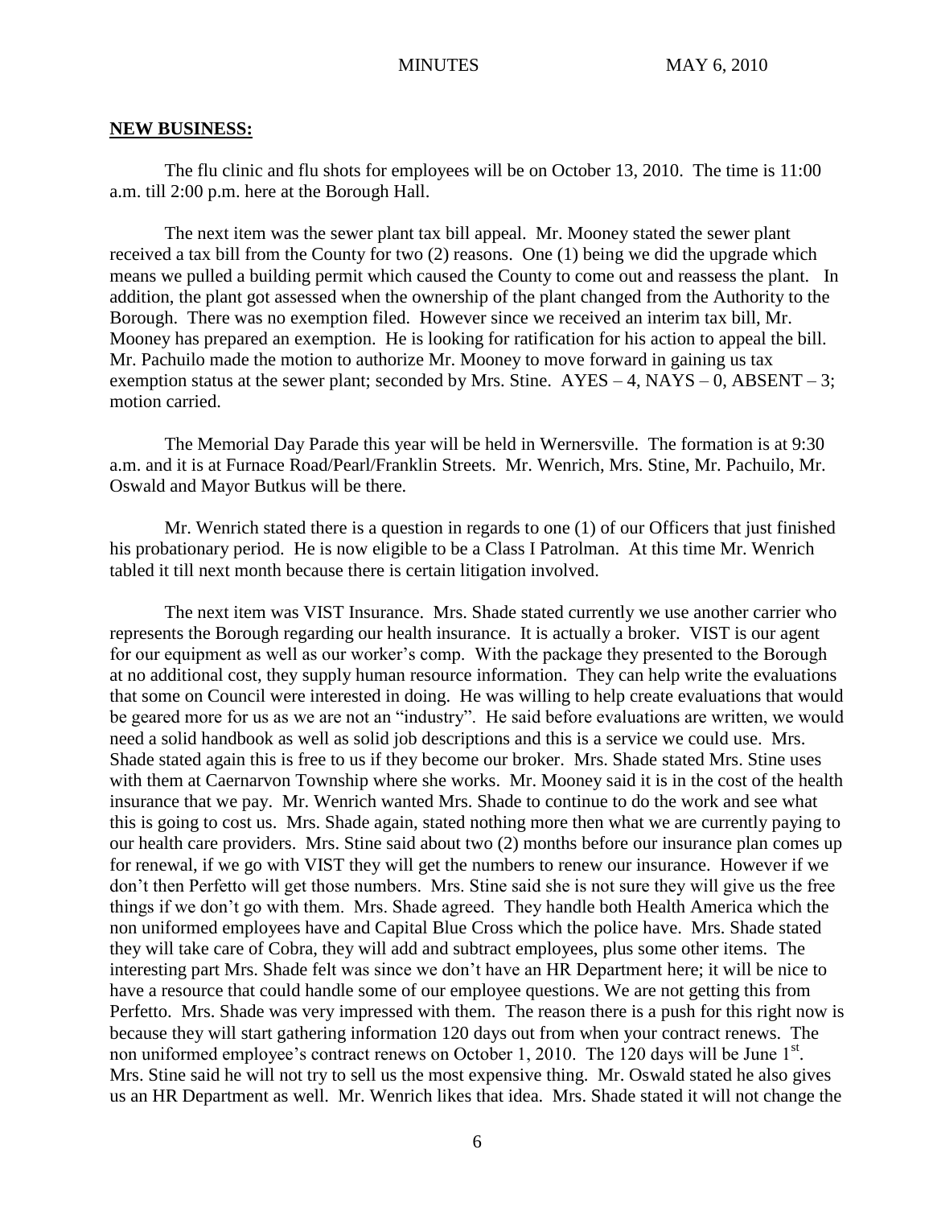**NEW BUSINESS:**

The flu clinic and flu shots for employees will be on October 13, 2010. The time is 11:00 a.m. till 2:00 p.m. here at the Borough Hall.

The next item was the sewer plant tax bill appeal. Mr. Mooney stated the sewer plant received a tax bill from the County for two (2) reasons. One (1) being we did the upgrade which means we pulled a building permit which caused the County to come out and reassess the plant. In addition, the plant got assessed when the ownership of the plant changed from the Authority to the Borough. There was no exemption filed. However since we received an interim tax bill, Mr. Mooney has prepared an exemption. He is looking for ratification for his action to appeal the bill. Mr. Pachuilo made the motion to authorize Mr. Mooney to move forward in gaining us tax exemption status at the sewer plant; seconded by Mrs. Stine. AYES – 4, NAYS – 0, ABSENT – 3; motion carried.

The Memorial Day Parade this year will be held in Wernersville. The formation is at 9:30 a.m. and it is at Furnace Road/Pearl/Franklin Streets. Mr. Wenrich, Mrs. Stine, Mr. Pachuilo, Mr. Oswald and Mayor Butkus will be there.

Mr. Wenrich stated there is a question in regards to one (1) of our Officers that just finished his probationary period. He is now eligible to be a Class I Patrolman. At this time Mr. Wenrich tabled it till next month because there is certain litigation involved.

The next item was VIST Insurance. Mrs. Shade stated currently we use another carrier who represents the Borough regarding our health insurance. It is actually a broker. VIST is our agent for our equipment as well as our worker's comp. With the package they presented to the Borough at no additional cost, they supply human resource information. They can help write the evaluations that some on Council were interested in doing. He was willing to help create evaluations that would be geared more for us as we are not an "industry". He said before evaluations are written, we would need a solid handbook as well as solid job descriptions and this is a service we could use. Mrs. Shade stated again this is free to us if they become our broker. Mrs. Shade stated Mrs. Stine uses with them at Caernarvon Township where she works. Mr. Mooney said it is in the cost of the health insurance that we pay. Mr. Wenrich wanted Mrs. Shade to continue to do the work and see what this is going to cost us. Mrs. Shade again, stated nothing more then what we are currently paying to our health care providers. Mrs. Stine said about two (2) months before our insurance plan comes up for renewal, if we go with VIST they will get the numbers to renew our insurance. However if we don't then Perfetto will get those numbers. Mrs. Stine said she is not sure they will give us the free things if we don't go with them. Mrs. Shade agreed. They handle both Health America which the non uniformed employees have and Capital Blue Cross which the police have. Mrs. Shade stated they will take care of Cobra, they will add and subtract employees, plus some other items. The interesting part Mrs. Shade felt was since we don't have an HR Department here; it will be nice to have a resource that could handle some of our employee questions. We are not getting this from Perfetto. Mrs. Shade was very impressed with them. The reason there is a push for this right now is because they will start gathering information 120 days out from when your contract renews. The non uniformed employee's contract renews on October 1, 2010. The 120 days will be June 1st. Mrs. Stine said he will not try to sell us the most expensive thing. Mr. Oswald stated he also gives us an HR Department as well. Mr. Wenrich likes that idea. Mrs. Shade stated it will not change the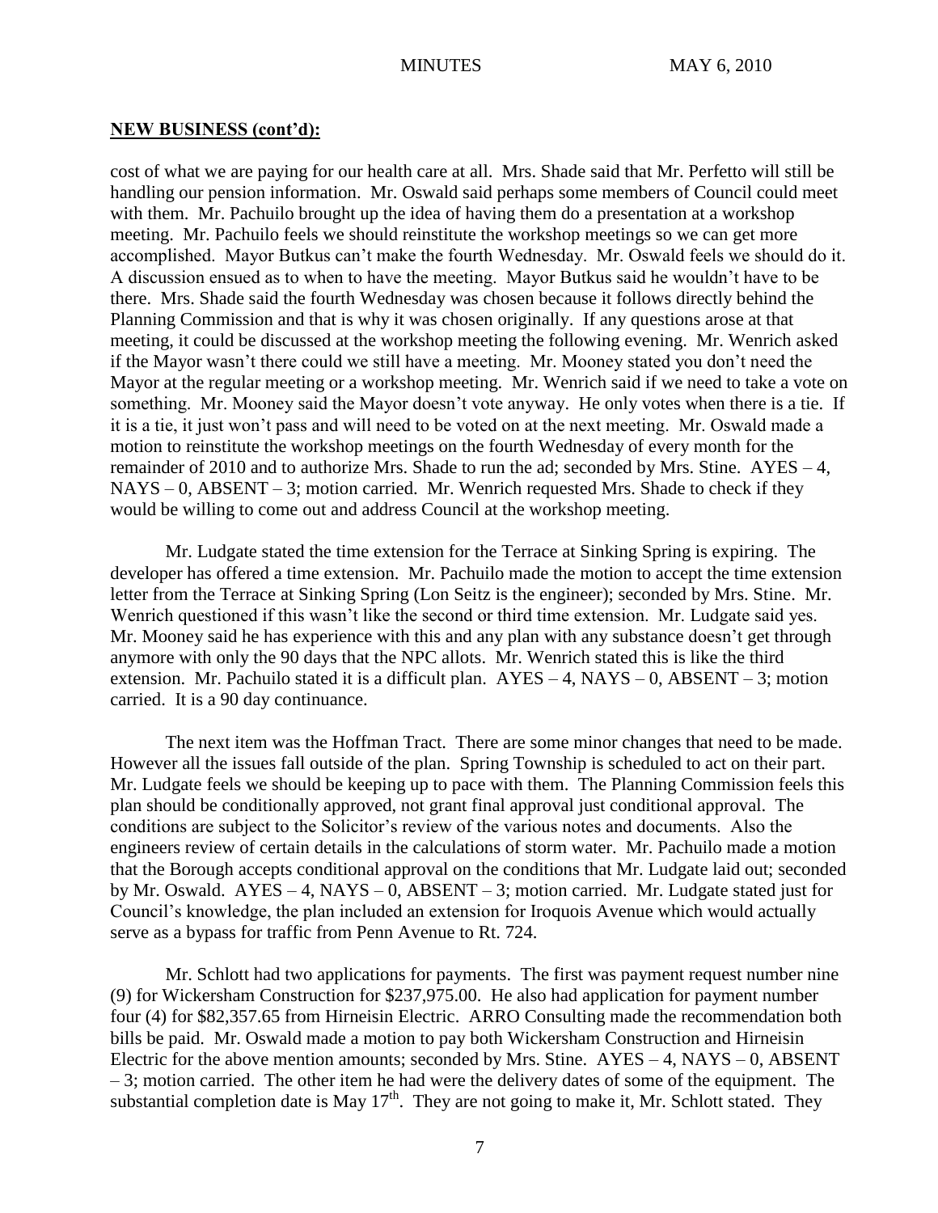**NEW BUSINESS (cont'd):**

cost of what we are paying for our health care at all. Mrs. Shade said that Mr. Perfetto will still be handling our pension information. Mr. Oswald said perhaps some members of Council could meet with them. Mr. Pachuilo brought up the idea of having them do a presentation at a workshop meeting. Mr. Pachuilo feels we should reinstitute the workshop meetings so we can get more accomplished. Mayor Butkus can't make the fourth Wednesday. Mr. Oswald feels we should do it. A discussion ensued as to when to have the meeting. Mayor Butkus said he wouldn't have to be there. Mrs. Shade said the fourth Wednesday was chosen because it follows directly behind the Planning Commission and that is why it was chosen originally. If any questions arose at that meeting, it could be discussed at the workshop meeting the following evening. Mr. Wenrich asked if the Mayor wasn't there could we still have a meeting. Mr. Mooney stated you don't need the Mayor at the regular meeting or a workshop meeting. Mr. Wenrich said if we need to take a vote on something. Mr. Mooney said the Mayor doesn't vote anyway. He only votes when there is a tie. If it is a tie, it just won't pass and will need to be voted on at the next meeting. Mr. Oswald made a motion to reinstitute the workshop meetings on the fourth Wednesday of every month for the remainder of 2010 and to authorize Mrs. Shade to run the ad; seconded by Mrs. Stine. AYES – 4, NAYS – 0, ABSENT – 3; motion carried. Mr. Wenrich requested Mrs. Shade to check if they would be willing to come out and address Council at the workshop meeting.

Mr. Ludgate stated the time extension for the Terrace at Sinking Spring is expiring. The developer has offered a time extension. Mr. Pachuilo made the motion to accept the time extension letter from the Terrace at Sinking Spring (Lon Seitz is the engineer); seconded by Mrs. Stine. Mr. Wenrich questioned if this wasn't like the second or third time extension. Mr. Ludgate said yes. Mr. Mooney said he has experience with this and any plan with any substance doesn't get through anymore with only the 90 days that the NPC allots. Mr. Wenrich stated this is like the third extension. Mr. Pachuilo stated it is a difficult plan. AYES – 4, NAYS – 0, ABSENT – 3; motion carried. It is a 90 day continuance.

The next item was the Hoffman Tract. There are some minor changes that need to be made. However all the issues fall outside of the plan. Spring Township is scheduled to act on their part. Mr. Ludgate feels we should be keeping up to pace with them. The Planning Commission feels this plan should be conditionally approved, not grant final approval just conditional approval. The conditions are subject to the Solicitor's review of the various notes and documents. Also the engineers review of certain details in the calculations of storm water. Mr. Pachuilo made a motion that the Borough accepts conditional approval on the conditions that Mr. Ludgate laid out; seconded by Mr. Oswald. AYES – 4, NAYS – 0, ABSENT – 3; motion carried. Mr. Ludgate stated just for Council's knowledge, the plan included an extension for Iroquois Avenue which would actually serve as a bypass for traffic from Penn Avenue to Rt. 724.

Mr. Schlott had two applications for payments. The first was payment request number nine (9) for Wickersham Construction for $237,975.00. He also had application for payment number four (4) for $82,357.65 from Hirneisin Electric. ARRO Consulting made the recommendation both bills be paid. Mr. Oswald made a motion to pay both Wickersham Construction and Hirneisin Electric for the above mention amounts; seconded by Mrs. Stine. AYES – 4, NAYS – 0, ABSENT – 3; motion carried. The other item he had were the delivery dates of some of the equipment. The substantial completion date is May 17th. They are not going to make it, Mr. Schlott stated. They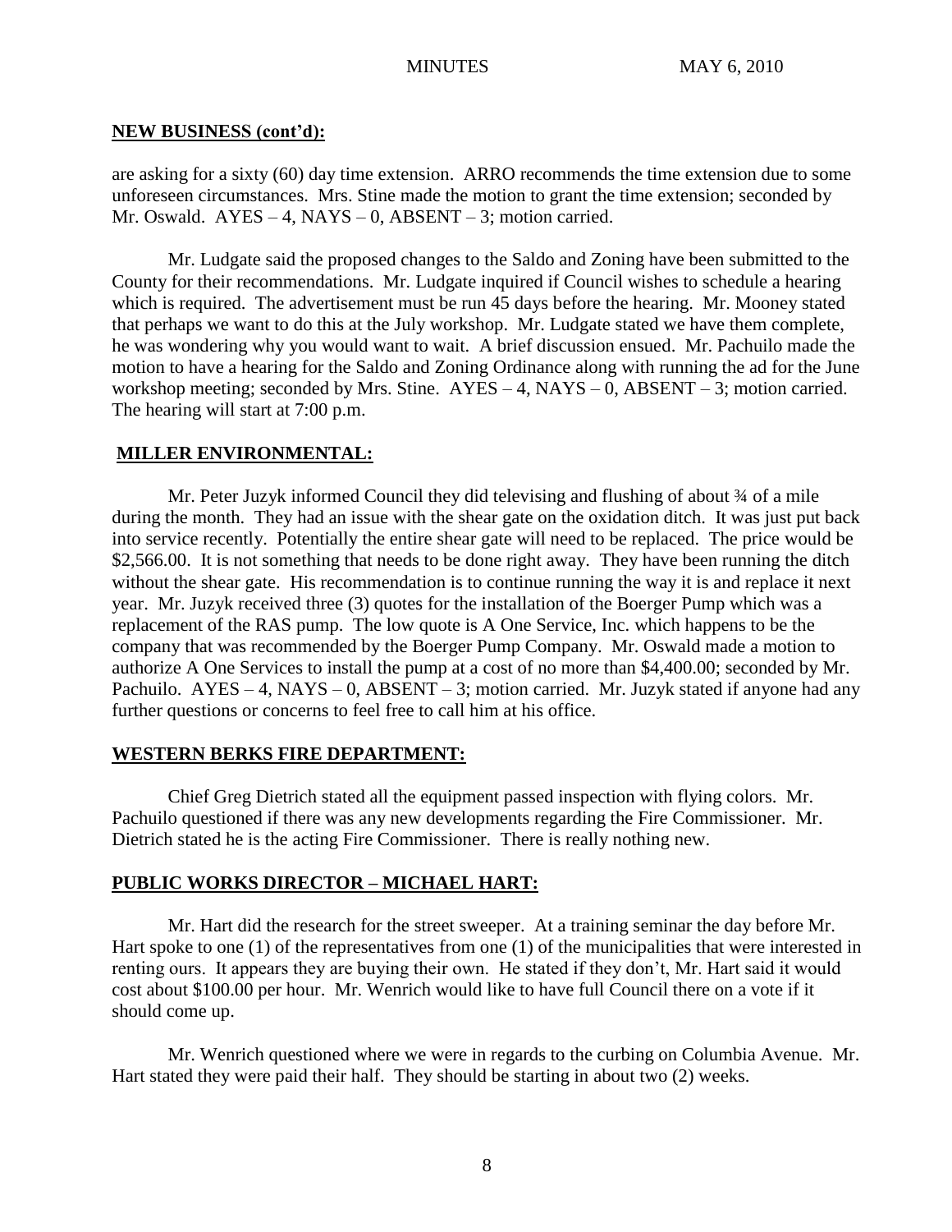## NEW BUSINESS (cont'd):

are asking for a sixty (60) day time extension. ARRO recommends the time extension due to some unforeseen circumstances. Mrs. Stine made the motion to grant the time extension; seconded by Mr. Oswald. AYES – 4, NAYS – 0, ABSENT – 3; motion carried.

Mr. Ludgate said the proposed changes to the Saldo and Zoning have been submitted to the County for their recommendations. Mr. Ludgate inquired if Council wishes to schedule a hearing which is required. The advertisement must be run 45 days before the hearing. Mr. Mooney stated that perhaps we want to do this at the July workshop. Mr. Ludgate stated we have them complete, he was wondering why you would want to wait. A brief discussion ensued. Mr. Pachuilo made the motion to have a hearing for the Saldo and Zoning Ordinance along with running the ad for the June workshop meeting; seconded by Mrs. Stine. AYES – 4, NAYS – 0, ABSENT – 3; motion carried. The hearing will start at 7:00 p.m.

## MILLER ENVIRONMENTAL:

Mr. Peter Juzyk informed Council they did televising and flushing of about ¾ of a mile during the month. They had an issue with the shear gate on the oxidation ditch. It was just put back into service recently. Potentially the entire shear gate will need to be replaced. The price would be $2,566.00. It is not something that needs to be done right away. They have been running the ditch without the shear gate. His recommendation is to continue running the way it is and replace it next year. Mr. Juzyk received three (3) quotes for the installation of the Boerger Pump which was a replacement of the RAS pump. The low quote is A One Service, Inc. which happens to be the company that was recommended by the Boerger Pump Company. Mr. Oswald made a motion to authorize A One Services to install the pump at a cost of no more than $4,400.00; seconded by Mr. Pachuilo. AYES – 4, NAYS – 0, ABSENT – 3; motion carried. Mr. Juzyk stated if anyone had any further questions or concerns to feel free to call him at his office.

## WESTERN BERKS FIRE DEPARTMENT:

Chief Greg Dietrich stated all the equipment passed inspection with flying colors. Mr. Pachuilo questioned if there was any new developments regarding the Fire Commissioner. Mr. Dietrich stated he is the acting Fire Commissioner. There is really nothing new.

## PUBLIC WORKS DIRECTOR – MICHAEL HART:

Mr. Hart did the research for the street sweeper. At a training seminar the day before Mr. Hart spoke to one (1) of the representatives from one (1) of the municipalities that were interested in renting ours. It appears they are buying their own. He stated if they don't, Mr. Hart said it would cost about $100.00 per hour. Mr. Wenrich would like to have full Council there on a vote if it should come up.

Mr. Wenrich questioned where we were in regards to the curbing on Columbia Avenue. Mr. Hart stated they were paid their half. They should be starting in about two (2) weeks.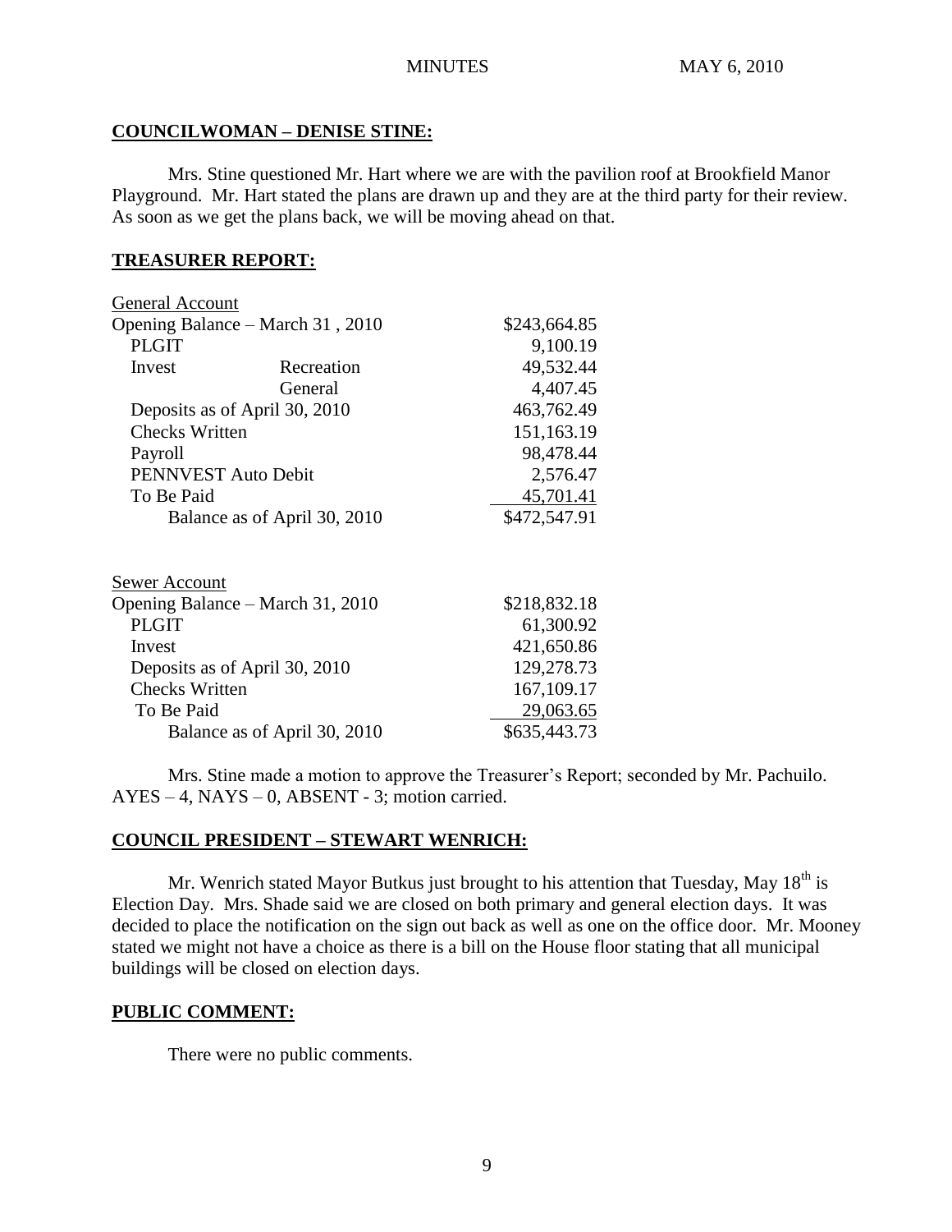### COUNCILWOMAN – DENISE STINE:

Mrs. Stine questioned Mr. Hart where we are with the pavilion roof at Brookfield Manor Playground. Mr. Hart stated the plans are drawn up and they are at the third party for their review. As soon as we get the plans back, we will be moving ahead on that.

### TREASURER REPORT:

| General Account | | |
|---|---|---|
| Opening Balance – March 31 , 2010 | | \$243,664.85 |
| PLGIT | | 9,100.19 |
| Invest | Recreation | 49,532.44 |
| | General | 4,407.45 |
| Deposits as of April 30, 2010 | | 463,762.49 |
| Checks Written | | 151,163.19 |
| Payroll | | 98,478.44 |
| PENNVEST Auto Debit | | 2,576.47 |
| To Be Paid | | 45,701.41 |
| Balance as of April 30, 2010 | | \$472,547.91 |

| Sewer Account | |
|---|---|
| Opening Balance – March 31, 2010 | \$218,832.18 |
| PLGIT | 61,300.92 |
| Invest | 421,650.86 |
| Deposits as of April 30, 2010 | 129,278.73 |
| Checks Written | 167,109.17 |
| To Be Paid | 29,063.65 |
| Balance as of April 30, 2010 | \$635,443.73 |

Mrs. Stine made a motion to approve the Treasurer's Report; seconded by Mr. Pachuilo. AYES – 4, NAYS – 0, ABSENT - 3; motion carried.

### COUNCIL PRESIDENT – STEWART WENRICH:

Mr. Wenrich stated Mayor Butkus just brought to his attention that Tuesday, May 18th is Election Day. Mrs. Shade said we are closed on both primary and general election days. It was decided to place the notification on the sign out back as well as one on the office door. Mr. Mooney stated we might not have a choice as there is a bill on the House floor stating that all municipal buildings will be closed on election days.

### PUBLIC COMMENT:

There were no public comments.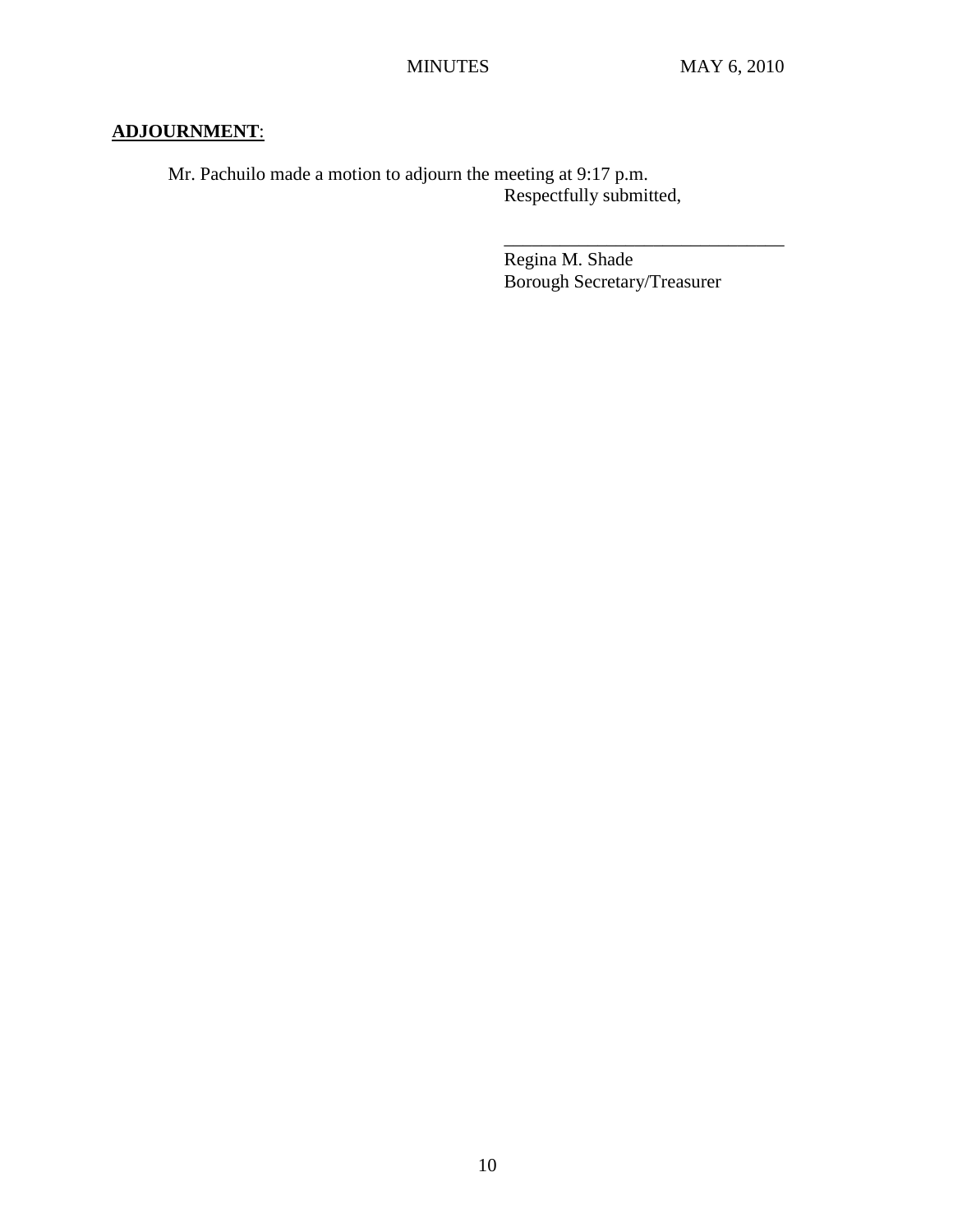**ADJOURNMENT**:

Mr. Pachuilo made a motion to adjourn the meeting at 9:17 p.m.

Respectfully submitted,

\_\_\_\_\_\_\_\_\_\_\_\_\_\_\_\_\_\_\_\_\_\_\_\_\_\_\_\_\_\_

Regina M. Shade
Borough Secretary/Treasurer